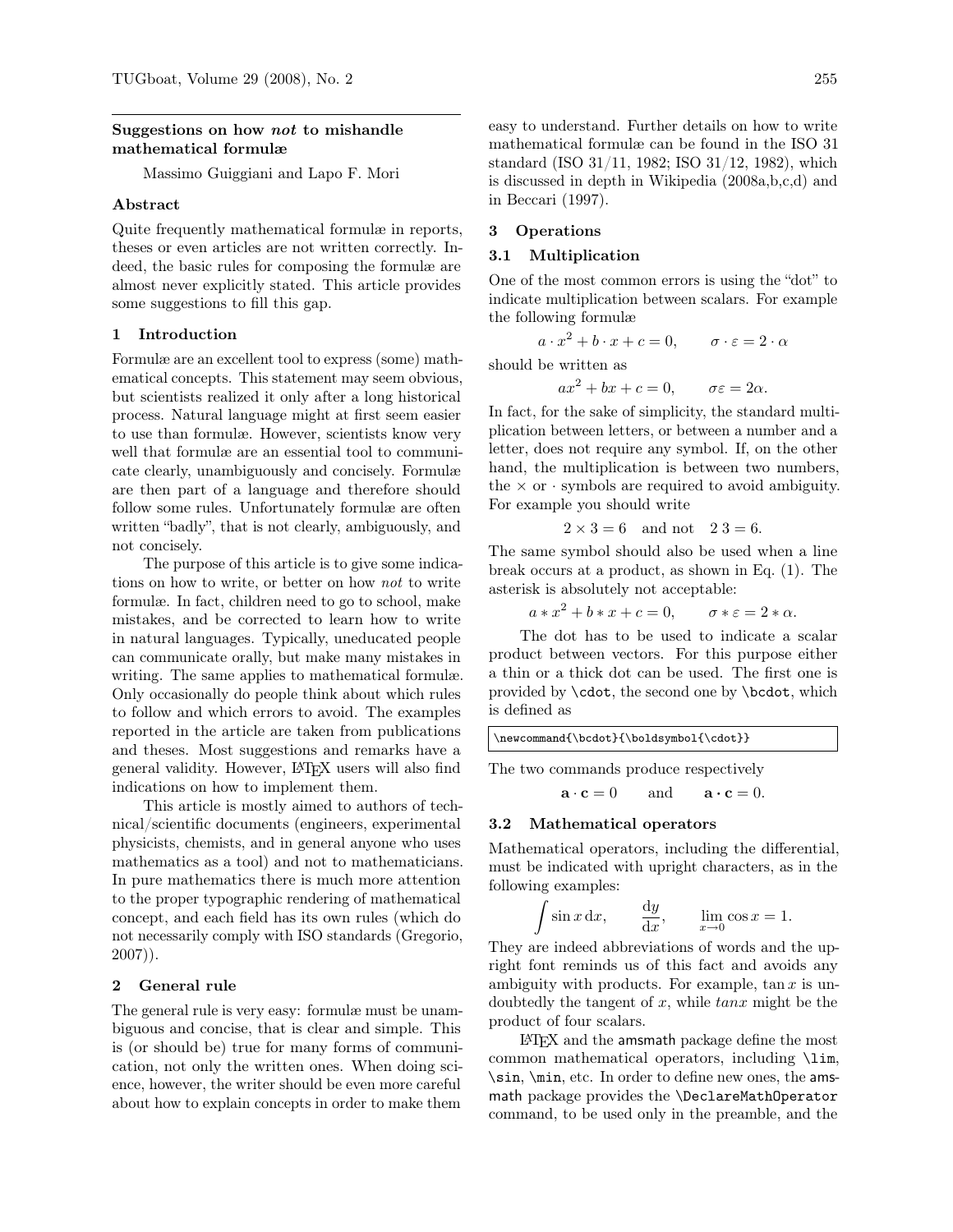# Suggestions on how *not* to mishandle mathematical formulæ

Massimo Guiggiani and Lapo F. Mori

## Abstract

Quite frequently mathematical formulæ in reports, theses or even articles are not written correctly. Indeed, the basic rules for composing the formulæ are almost never explicitly stated. This article provides some suggestions to fill this gap.

## 1 Introduction

Formulæ are an excellent tool to express (some) mathematical concepts. This statement may seem obvious, but scientists realized it only after a long historical process. Natural language might at first seem easier to use than formulæ. However, scientists know very well that formulæ are an essential tool to communicate clearly, unambiguously and concisely. Formulæ are then part of a language and therefore should follow some rules. Unfortunately formulæ are often written "badly", that is not clearly, ambiguously, and not concisely.

The purpose of this article is to give some indications on how to write, or better on how *not* to write formulæ. In fact, children need to go to school, make mistakes, and be corrected to learn how to write in natural languages. Typically, uneducated people can communicate orally, but make many mistakes in writing. The same applies to mathematical formulæ. Only occasionally do people think about which rules to follow and which errors to avoid. The examples reported in the article are taken from publications and theses. Most suggestions and remarks have a general validity. However, LaTeX users will also find indications on how to implement them.

This article is mostly aimed to authors of technical/scientific documents (engineers, experimental physicists, chemists, and in general anyone who uses mathematics as a tool) and not to mathematicians. In pure mathematics there is much more attention to the proper typographic rendering of mathematical concept, and each field has its own rules (which do not necessarily comply with ISO standards (Gregorio, 2007)).

## 2 General rule

The general rule is very easy: formulæ must be unambiguous and concise, that is clear and simple. This is (or should be) true for many forms of communication, not only the written ones. When doing science, however, the writer should be even more careful about how to explain concepts in order to make them easy to understand. Further details on how to write mathematical formulæ can be found in the ISO 31 standard (ISO 31/11, 1982; ISO 31/12, 1982), which is discussed in depth in Wikipedia (2008a,b,c,d) and in Beccari (1997).

## 3 Operations

### 3.1 Multiplication

One of the most common errors is using the "dot" to indicate multiplication between scalars. For example the following formulæ

$$a \cdot x^2 + b \cdot x + c = 0, \qquad \sigma \cdot \varepsilon = 2 \cdot \alpha$$

should be written as

$$ax^2 + bx + c = 0, \qquad \sigma\varepsilon = 2\alpha.$$

In fact, for the sake of simplicity, the standard multiplication between letters, or between a number and a letter, does not require any symbol. If, on the other hand, the multiplication is between two numbers, the $\times$ or $\cdot$ symbols are required to avoid ambiguity. For example you should write

$$2 \times 3 = 6 \quad \text{and not} \quad 2\;3 = 6.$$

The same symbol should also be used when a line break occurs at a product, as shown in Eq. (1). The asterisk is absolutely not acceptable:

$$a * x^2 + b * x + c = 0, \qquad \sigma * \varepsilon = 2 * \alpha.$$

The dot has to be used to indicate a scalar product between vectors. For this purpose either a thin or a thick dot can be used. The first one is provided by \cdot, the second one by \bcdot, which is defined as

```
\newcommand{\bcdot}{\boldsymbol{\cdot}}
```

The two commands produce respectively

$$\mathbf{a} \cdot \mathbf{c} = 0 \qquad \text{and} \qquad \mathbf{a} \boldsymbol{\cdot} \mathbf{c} = 0.$$

### 3.2 Mathematical operators

Mathematical operators, including the differential, must be indicated with upright characters, as in the following examples:

$$\int \sin x \,\mathrm{d}x, \qquad \frac{\mathrm{d}y}{\mathrm{d}x}, \qquad \lim_{x \to 0} \cos x = 1.$$

They are indeed abbreviations of words and the upright font reminds us of this fact and avoids any ambiguity with products. For example, $\tan x$ is undoubtedly the tangent of $x$, while $tanx$ might be the product of four scalars.

LaTeX and the amsmath package define the most common mathematical operators, including \lim, \sin, \min, etc. In order to define new ones, the amsmath package provides the \DeclareMathOperator command, to be used only in the preamble, and the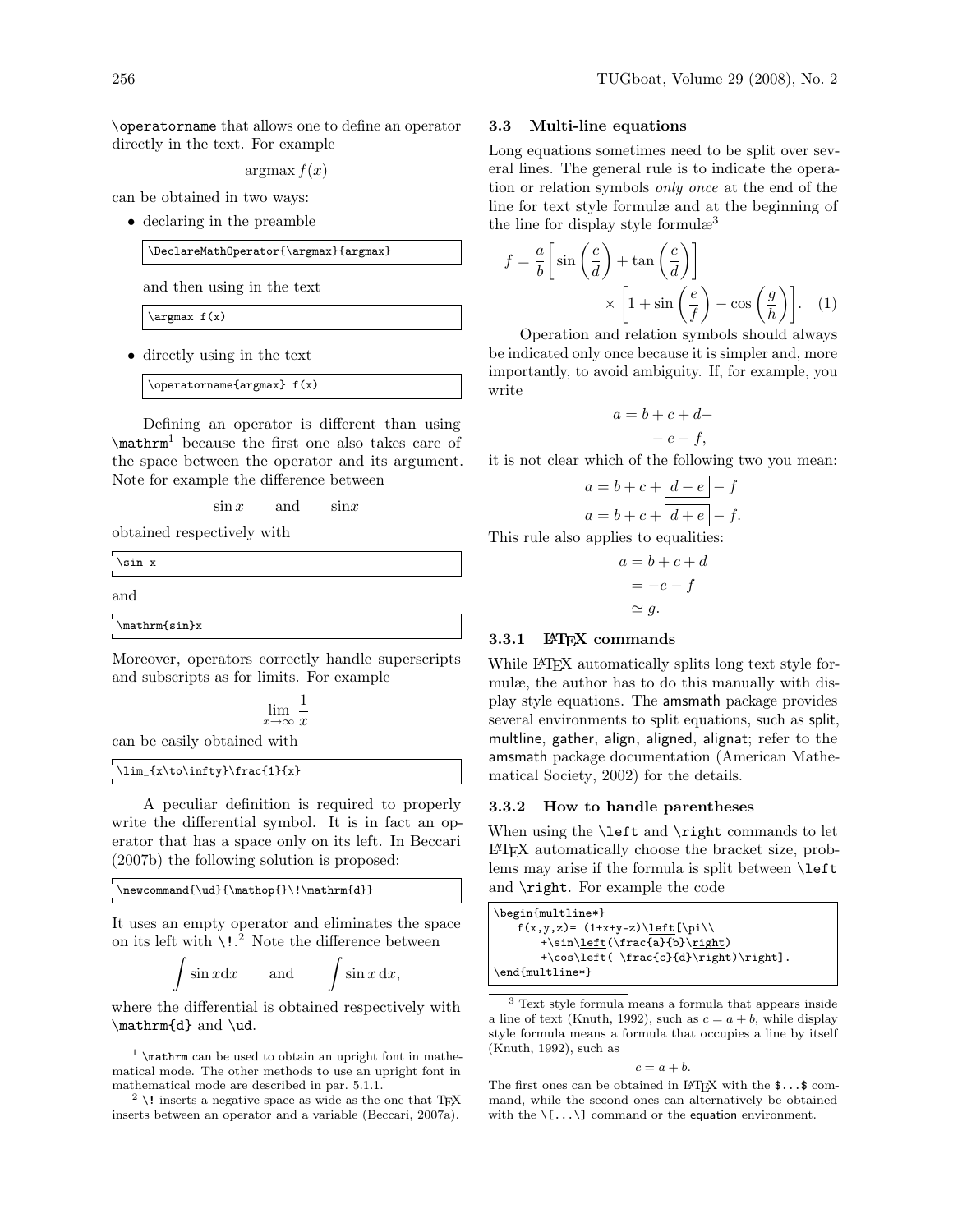`\operatorname` that allows one to define an operator directly in the text. For example

$$\operatorname{argmax} f(x)$$

can be obtained in two ways:

- declaring in the preamble

```
\DeclareMathOperator{\argmax}{argmax}
```

  and then using in the text

```
\argmax f(x)
```

- directly using in the text

```
\operatorname{argmax} f(x)
```

Defining an operator is different than using `\mathrm`[1] because the first one also takes care of the space between the operator and its argument. Note for example the difference between

$$\sin x \qquad \text{and} \qquad \mathrm{sin}x$$

obtained respectively with

```
\sin x
```

and

```
\mathrm{sin}x
```

Moreover, operators correctly handle superscripts and subscripts as for limits. For example

$$\lim_{x\to\infty}\frac{1}{x}$$

can be easily obtained with

```
\lim_{x\to\infty}\frac{1}{x}
```

A peculiar definition is required to properly write the differential symbol. It is in fact an operator that has a space only on its left. In Beccari (2007b) the following solution is proposed:

```
\newcommand{\ud}{\mathop{}\!\mathrm{d}}
```

It uses an empty operator and eliminates the space on its left with `\!`.[2] Note the difference between

$$\int \sin x \mathrm{d}x \qquad \text{and} \qquad \int \sin x \,\mathrm{d}x,$$

where the differential is obtained respectively with `\mathrm{d}` and `\ud`.

[1] `\mathrm` can be used to obtain an upright font in mathematical mode. The other methods to use an upright font in mathematical mode are described in par. 5.1.1.

[2] `\!` inserts a negative space as wide as the one that TEX inserts between an operator and a variable (Beccari, 2007a).

### 3.3 Multi-line equations

Long equations sometimes need to be split over several lines. The general rule is to indicate the operation or relation symbols *only once* at the end of the line for text style formulæ and at the beginning of the line for display style formulæ[3]

$$\begin{multline}
f = \frac{a}{b}\left[\sin\left(\frac{c}{d}\right)+\tan\left(\frac{c}{d}\right)\right] \\
\times\left[1+\sin\left(\frac{e}{f}\right)-\cos\left(\frac{g}{h}\right)\right]. \quad (1)
\end{multline}$$

Operation and relation symbols should always be indicated only once because it is simpler and, more importantly, to avoid ambiguity. If, for example, you write

$$\begin{gathered} a = b + c + d- \\ -e - f, \end{gathered}$$

it is not clear which of the following two you mean:

$$a = b + c + \boxed{d - e} - f$$

$$a = b + c + \boxed{d + e} - f.$$

This rule also applies to equalities:

$$\begin{aligned} a &= b + c + d \\ &= -e - f \\ &\simeq g. \end{aligned}$$

#### 3.3.1 LaTeX commands

While LaTeX automatically splits long text style formulæ, the author has to do this manually with display style equations. The amsmath package provides several environments to split equations, such as split, multline, gather, align, aligned, alignat; refer to the amsmath package documentation (American Mathematical Society, 2002) for the details.

#### 3.3.2 How to handle parentheses

When using the `\left` and `\right` commands to let LaTeX automatically choose the bracket size, problems may arise if the formula is split between `\left` and `\right`. For example the code

```
\begin{multline*}
    f(x,y,z)= (1+x+y-z)\left[\pi\\
        +\sin\left(\frac{a}{b}\right)
        +\cos\left( \frac{c}{d}\right)\right].
\end{multline*}
```

[3] Text style formula means a formula that appears inside a line of text (Knuth, 1992), such as $c = a + b$, while display style formula means a formula that occupies a line by itself (Knuth, 1992), such as

$$c = a + b.$$

The first ones can be obtained in LaTeX with the `$...$` command, while the second ones can alternatively be obtained with the `\[...\]` command or the equation environment.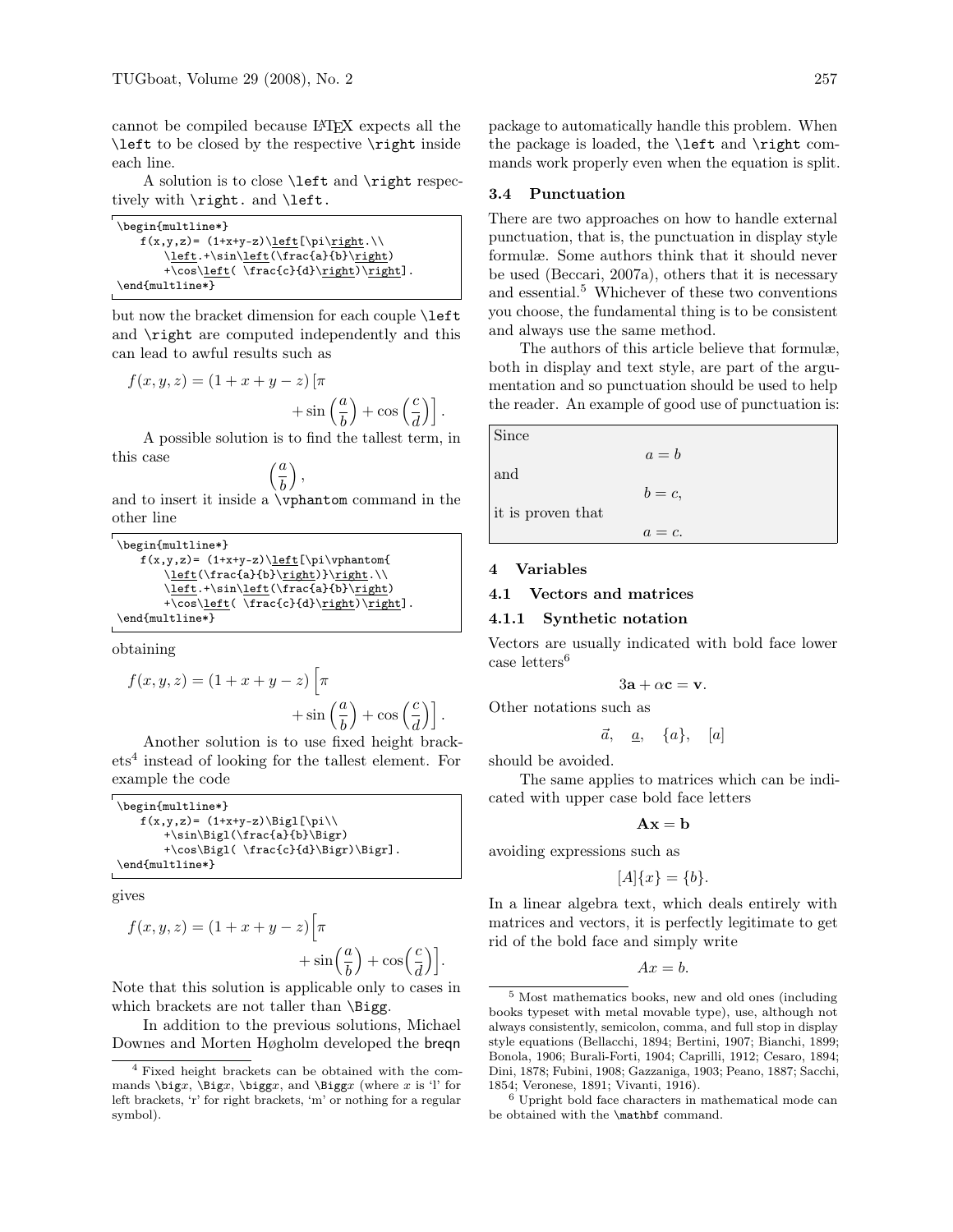cannot be compiled because LaTeX expects all the `\left` to be closed by the respective `\right` inside each line.

A solution is to close `\left` and `\right` respectively with `\right.` and `\left.`

```
\begin{multline*}
    f(x,y,z)= (1+x+y-z)\left[\pi\right.\\
        \left.+\sin\left(\frac{a}{b}\right)
        +\cos\left( \frac{c}{d}\right)\right].
\end{multline*}
```

but now the bracket dimension for each couple `\left` and `\right` are computed independently and this can lead to awful results such as

$$f(x,y,z) = (1+x+y-z)\left[\pi\right. \\ \left. + \sin\left(\frac{a}{b}\right) + \cos\left(\frac{c}{d}\right)\right].$$

A possible solution is to find the tallest term, in this case

$$\left(\frac{a}{b}\right),$$

and to insert it inside a `\vphantom` command in the other line

```
\begin{multline*}
    f(x,y,z)= (1+x+y-z)\left[\pi\vphantom{
        \left(\frac{a}{b}\right)}\right.\\
        \left.+\sin\left(\frac{a}{b}\right)
        +\cos\left( \frac{c}{d}\right)\right].
\end{multline*}
```

obtaining

$$f(x,y,z) = (1+x+y-z)\left[\pi\vphantom{\left(\frac{a}{b}\right)}\right. \\ \left. + \sin\left(\frac{a}{b}\right) + \cos\left(\frac{c}{d}\right)\right].$$

Another solution is to use fixed height brackets[4] instead of looking for the tallest element. For example the code

```
\begin{multline*}
    f(x,y,z)= (1+x+y-z)\Bigl[\pi\\
        +\sin\Bigl(\frac{a}{b}\Bigr)
        +\cos\Bigl( \frac{c}{d}\Bigr)\Bigr].
\end{multline*}
```

gives

$$f(x,y,z) = (1+x+y-z)\Bigl[\pi \\ + \sin\Bigl(\frac{a}{b}\Bigr) + \cos\Bigl(\frac{c}{d}\Bigr)\Bigr].$$

Note that this solution is applicable only to cases in which brackets are not taller than `\Bigg`.

In addition to the previous solutions, Michael Downes and Morten Høgholm developed the breqn package to automatically handle this problem. When the package is loaded, the `\left` and `\right` commands work properly even when the equation is split.

### 3.4 Punctuation

There are two approaches on how to handle external punctuation, that is, the punctuation in display style formulæ. Some authors think that it should never be used (Beccari, 2007a), others that it is necessary and essential.[5] Whichever of these two conventions you choose, the fundamental thing is to be consistent and always use the same method.

The authors of this article believe that formulæ, both in display and text style, are part of the argumentation and so punctuation should be used to help the reader. An example of good use of punctuation is:

> Since
> $$a = b$$
> and
> $$b = c,$$
> it is proven that
> $$a = c.$$

## 4 Variables

### 4.1 Vectors and matrices

#### 4.1.1 Synthetic notation

Vectors are usually indicated with bold face lower case letters[6]

$$3\mathbf{a} + \alpha\mathbf{c} = \mathbf{v}.$$

Other notations such as

$$\vec{a}, \quad \underline{a}, \quad \{a\}, \quad [a]$$

should be avoided.

The same applies to matrices which can be indicated with upper case bold face letters

$$\mathbf{A}\mathbf{x} = \mathbf{b}$$

avoiding expressions such as

$$[A]\{x\} = \{b\}.$$

In a linear algebra text, which deals entirely with matrices and vectors, it is perfectly legitimate to get rid of the bold face and simply write

$$Ax = b.$$

---

[4] Fixed height brackets can be obtained with the commands `\big`*x*, `\Big`*x*, `\bigg`*x*, and `\Bigg`*x* (where *x* is 'l' for left brackets, 'r' for right brackets, 'm' or nothing for a regular symbol).

[5] Most mathematics books, new and old ones (including books typeset with metal movable type), use, although not always consistently, semicolon, comma, and full stop in display style equations (Bellacchi, 1894; Bertini, 1907; Bianchi, 1899; Bonola, 1906; Burali-Forti, 1904; Caprilli, 1912; Cesaro, 1894; Dini, 1878; Fubini, 1908; Gazzaniga, 1903; Peano, 1887; Sacchi, 1854; Veronese, 1891; Vivanti, 1916).

[6] Upright bold face characters in mathematical mode can be obtained with the `\mathbf` command.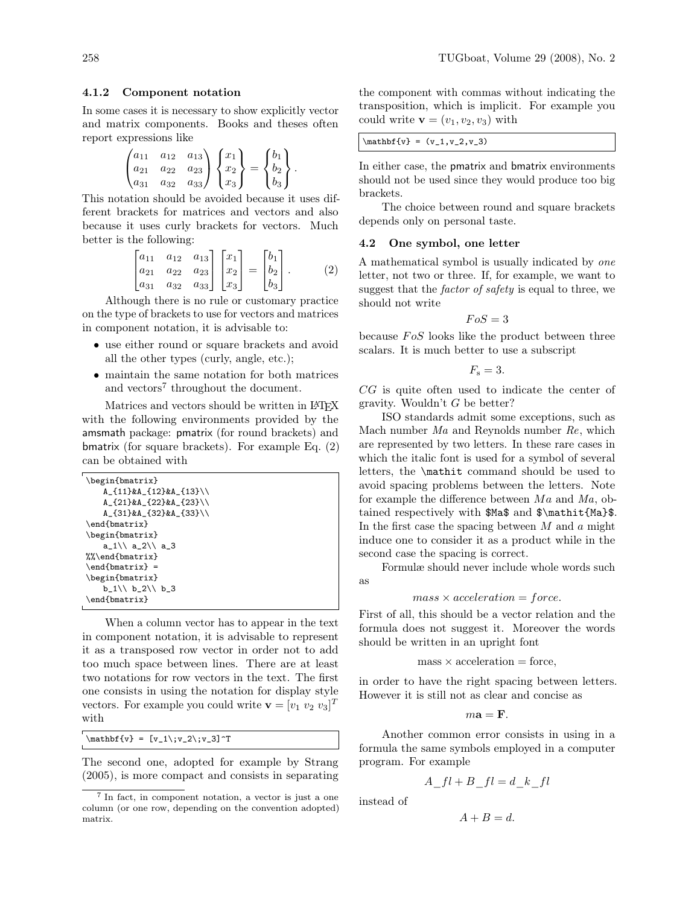#### 4.1.2 Component notation

In some cases it is necessary to show explicitly vector and matrix components. Books and theses often report expressions like

$$\begin{pmatrix} a_{11} & a_{12} & a_{13} \\ a_{21} & a_{22} & a_{23} \\ a_{31} & a_{32} & a_{33} \end{pmatrix} \begin{Bmatrix} x_1 \\ x_2 \\ x_3 \end{Bmatrix} = \begin{Bmatrix} b_1 \\ b_2 \\ b_3 \end{Bmatrix}.$$

This notation should be avoided because it uses different brackets for matrices and vectors and also because it uses curly brackets for vectors. Much better is the following:

$$\begin{bmatrix} a_{11} & a_{12} & a_{13} \\ a_{21} & a_{22} & a_{23} \\ a_{31} & a_{32} & a_{33} \end{bmatrix} \begin{bmatrix} x_1 \\ x_2 \\ x_3 \end{bmatrix} = \begin{bmatrix} b_1 \\ b_2 \\ b_3 \end{bmatrix}. \tag{2}$$

Although there is no rule or customary practice on the type of brackets to use for vectors and matrices in component notation, it is advisable to:

- use either round or square brackets and avoid all the other types (curly, angle, etc.);
- maintain the same notation for both matrices and vectors[7] throughout the document.

Matrices and vectors should be written in LaTeX with the following environments provided by the amsmath package: pmatrix (for round brackets) and bmatrix (for square brackets). For example Eq. (2) can be obtained with

```
\begin{bmatrix}
    A_{11}&A_{12}&A_{13}\\
    A_{21}&A_{22}&A_{23}\\
    A_{31}&A_{32}&A_{33}\\
\end{bmatrix}
\begin{bmatrix}
    a_1\\ a_2\\ a_3
%%\end{bmatrix}
\end{bmatrix} =
\begin{bmatrix}
    b_1\\ b_2\\ b_3
\end{bmatrix}
```

When a column vector has to appear in the text in component notation, it is advisable to represent it as a transposed row vector in order not to add too much space between lines. There are at least two notations for row vectors in the text. The first one consists in using the notation for display style vectors. For example you could write $\mathbf{v} = [v_1\; v_2\; v_3]^T$ with

```
\mathbf{v} = [v_1\;v_2\;v_3]^T
```

The second one, adopted for example by Strang (2005), is more compact and consists in separating the component with commas without indicating the transposition, which is implicit. For example you could write $\mathbf{v} = (v_1, v_2, v_3)$ with

```
\mathbf{v} = (v_1,v_2,v_3)
```

In either case, the pmatrix and bmatrix environments should not be used since they would produce too big brackets.

The choice between round and square brackets depends only on personal taste.

### 4.2 One symbol, one letter

A mathematical symbol is usually indicated by *one* letter, not two or three. If, for example, we want to suggest that the *factor of safety* is equal to three, we should not write

$$FoS = 3$$

because $FoS$ looks like the product between three scalars. It is much better to use a subscript

$$F_{\mathrm{s}} = 3.$$

$CG$ is quite often used to indicate the center of gravity. Wouldn't $G$ be better?

ISO standards admit some exceptions, such as Mach number $Ma$ and Reynolds number $Re$, which are represented by two letters. In these rare cases in which the italic font is used for a symbol of several letters, the `\mathit` command should be used to avoid spacing problems between the letters. Note for example the difference between $Ma$ and $\mathit{Ma}$, obtained respectively with `$Ma$` and `$\mathit{Ma}$`. In the first case the spacing between $M$ and $a$ might induce one to consider it as a product while in the second case the spacing is correct.

Formulæ should never include whole words such as

$$mass \times acceleration = force.$$

First of all, this should be a vector relation and the formula does not suggest it. Moreover the words should be written in an upright font

$$\mathrm{mass} \times \mathrm{acceleration} = \mathrm{force},$$

in order to have the right spacing between letters. However it is still not as clear and concise as

$$m\mathbf{a} = \mathbf{F}.$$

Another common error consists in using in a formula the same symbols employed in a computer program. For example

$$A\_fl + B\_fl = d\_k\_fl$$

instead of

$$A + B = d.$$

[7] In fact, in component notation, a vector is just a one column (or one row, depending on the convention adopted) matrix.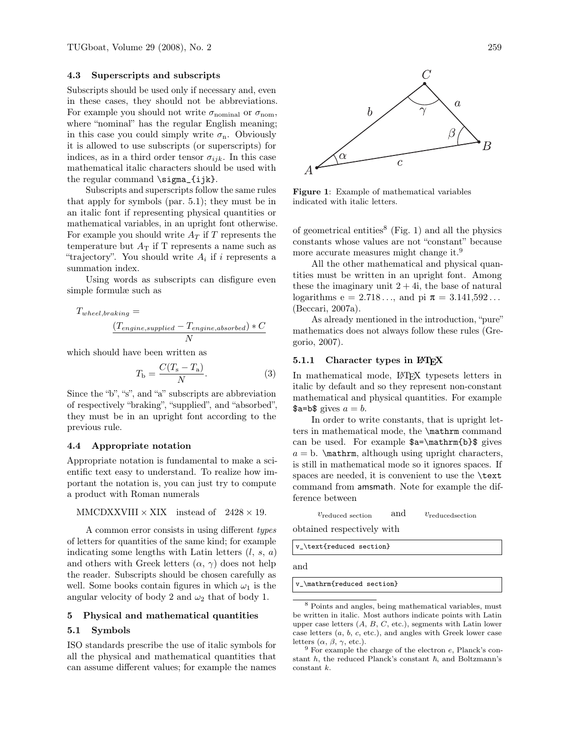### 4.3 Superscripts and subscripts

Subscripts should be used only if necessary and, even in these cases, they should not be abbreviations. For example you should not write $\sigma_{\mathrm{nominal}}$ or $\sigma_{\mathrm{nom}}$, where "nominal" has the regular English meaning; in this case you could simply write $\sigma_{\mathrm{n}}$. Obviously it is allowed to use subscripts (or superscripts) for indices, as in a third order tensor $\sigma_{ijk}$. In this case mathematical italic characters should be used with the regular command `\sigma_{ijk}`.

Subscripts and superscripts follow the same rules that apply for symbols (par. 5.1); they must be in an italic font if representing physical quantities or mathematical variables, in an upright font otherwise. For example you should write $A_T$ if $T$ represents the temperature but $A_{\mathrm{T}}$ if T represents a name such as "trajectory". You should write $A_i$ if $i$ represents a summation index.

Using words as subscripts can disfigure even simple formulæ such as

$$T_{wheel,braking} = \frac{(T_{engine,supplied} - T_{engine,absorbed}) * C}{N}$$

which should have been written as

$$T_{\mathrm{b}} = \frac{C(T_{\mathrm{s}} - T_{\mathrm{a}})}{N}. \tag{3}$$

Since the "b", "s", and "a" subscripts are abbreviation of respectively "braking", "supplied", and "absorbed", they must be in an upright font according to the previous rule.

### 4.4 Appropriate notation

Appropriate notation is fundamental to make a scientific text easy to understand. To realize how important the notation is, you can just try to compute a product with Roman numerals

$$\mathrm{MMCDXXVIII} \times \mathrm{XIX} \quad \text{instead of} \quad 2428 \times 19.$$

A common error consists in using different *types* of letters for quantities of the same kind; for example indicating some lengths with Latin letters ($l$, $s$, $a$) and others with Greek letters ($\alpha$, $\gamma$) does not help the reader. Subscripts should be chosen carefully as well. Some books contain figures in which $\omega_1$ is the angular velocity of body 2 and $\omega_2$ that of body 1.

## 5 Physical and mathematical quantities

### 5.1 Symbols

ISO standards prescribe the use of italic symbols for all the physical and mathematical quantities that can assume different values; for example the names of geometrical entities[8] (Fig. 1) and all the physics constants whose values are not "constant" because more accurate measures might change it.[9]

**Figure 1**: Example of mathematical variables indicated with italic letters.

All the other mathematical and physical quantities must be written in an upright font. Among these the imaginary unit $2 + 4\mathrm{i}$, the base of natural logarithms $\mathrm{e} = 2.718\ldots$, and pi $\pi = 3.141{,}592\ldots$ (Beccari, 2007a).

As already mentioned in the introduction, "pure" mathematics does not always follow these rules (Gregorio, 2007).

#### 5.1.1 Character types in LaTeX

In mathematical mode, LaTeX typesets letters in italic by default and so they represent non-constant mathematical and physical quantities. For example `$a=b$` gives $a = b$.

In order to write constants, that is upright letters in mathematical mode, the `\mathrm` command can be used. For example `$a=\mathrm{b}$` gives $a = \mathrm{b}$. `\mathrm`, although using upright characters, is still in mathematical mode so it ignores spaces. If spaces are needed, it is convenient to use the `\text` command from `amsmath`. Note for example the difference between

$$v_{\text{reduced section}} \qquad \text{and} \qquad v_{\mathrm{reduced section}}$$

obtained respectively with

```
v_\text{reduced section}
```

and

```
v_\mathrm{reduced section}
```

[8] Points and angles, being mathematical variables, must be written in italic. Most authors indicate points with Latin upper case letters ($A$, $B$, $C$, etc.), segments with Latin lower case letters ($a$, $b$, $c$, etc.), and angles with Greek lower case letters ($\alpha$, $\beta$, $\gamma$, etc.).

[9] For example the charge of the electron $e$, Planck's constant $h$, the reduced Planck's constant $\hbar$, and Boltzmann's constant $k$.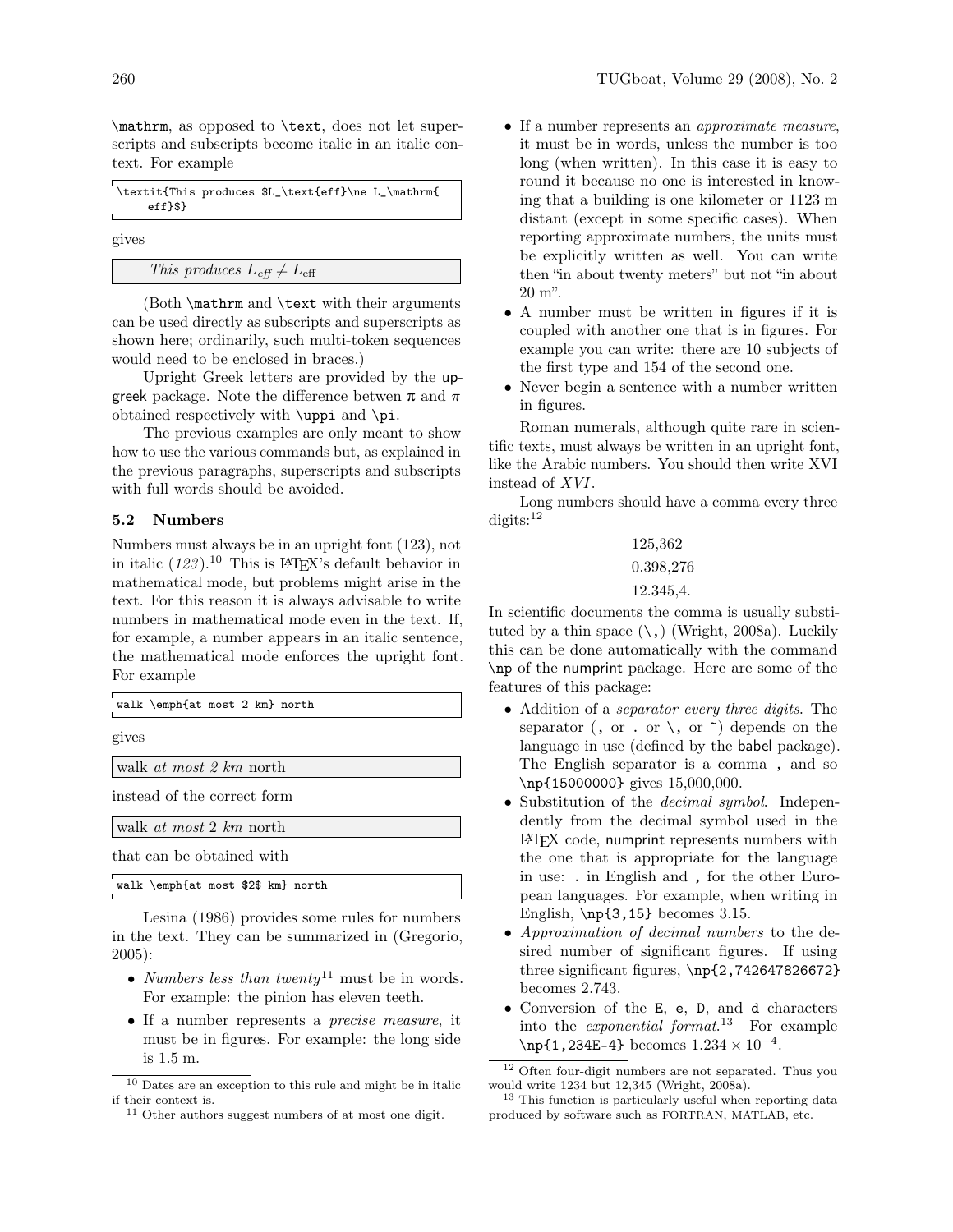\mathrm, as opposed to \text, does not let superscripts and subscripts become italic in an italic context. For example

```
\textit{This produces $L_\text{eff}\ne L_\mathrm{
     eff}$}
```

gives

*This produces* $L_{\textit{eff}} \neq L_{\mathrm{eff}}$

(Both \mathrm and \text with their arguments can be used directly as subscripts and superscripts as shown here; ordinarily, such multi-token sequences would need to be enclosed in braces.)

Upright Greek letters are provided by the upgreek package. Note the difference betwen $\uppi$ and $\pi$ obtained respectively with \uppi and \pi.

The previous examples are only meant to show how to use the various commands but, as explained in the previous paragraphs, superscripts and subscripts with full words should be avoided.

### 5.2 Numbers

Numbers must always be in an upright font (123), not in italic (*123*).[10] This is LaTeX's default behavior in mathematical mode, but problems might arise in the text. For this reason it is always advisable to write numbers in mathematical mode even in the text. If, for example, a number appears in an italic sentence, the mathematical mode enforces the upright font. For example

```
walk \emph{at most 2 km} north
```

gives

walk *at most 2 km* north

instead of the correct form

walk *at most* 2 *km* north

that can be obtained with

```
walk \emph{at most $2$ km} north
```

Lesina (1986) provides some rules for numbers in the text. They can be summarized in (Gregorio, 2005):

- *Numbers less than twenty*[11] must be in words. For example: the pinion has eleven teeth.
- If a number represents a *precise measure*, it must be in figures. For example: the long side is 1.5 m.
- If a number represents an *approximate measure*, it must be in words, unless the number is too long (when written). In this case it is easy to round it because no one is interested in knowing that a building is one kilometer or 1123 m distant (except in some specific cases). When reporting approximate numbers, the units must be explicitly written as well. You can write then "in about twenty meters" but not "in about 20 m".
- A number must be written in figures if it is coupled with another one that is in figures. For example you can write: there are 10 subjects of the first type and 154 of the second one.
- Never begin a sentence with a number written in figures.

Roman numerals, although quite rare in scientific texts, must always be written in an upright font, like the Arabic numbers. You should then write XVI instead of *XVI*.

Long numbers should have a comma every three digits:[12]

125,362

0.398,276

12.345,4.

In scientific documents the comma is usually substituted by a thin space (\,) (Wright, 2008a). Luckily this can be done automatically with the command \np of the numprint package. Here are some of the features of this package:

- Addition of a *separator every three digits*. The separator (`,` or `.` or `\,` or `~`) depends on the language in use (defined by the babel package). The English separator is a comma `,` and so `\np{15000000}` gives 15,000,000.
- Substitution of the *decimal symbol*. Independently from the decimal symbol used in the LaTeX code, numprint represents numbers with the one that is appropriate for the language in use: `.` in English and `,` for the other European languages. For example, when writing in English, `\np{3,15}` becomes 3.15.
- *Approximation of decimal numbers* to the desired number of significant figures. If using three significant figures, `\np{2,742647826672}` becomes 2.743.
- Conversion of the `E`, `e`, `D`, and `d` characters into the *exponential format*.[13] For example `\np{1,234E-4}` becomes $1.234 \times 10^{-4}$.

---

[10] Dates are an exception to this rule and might be in italic if their context is.

[11] Other authors suggest numbers of at most one digit.

[12] Often four-digit numbers are not separated. Thus you would write 1234 but 12,345 (Wright, 2008a).

[13] This function is particularly useful when reporting data produced by software such as FORTRAN, MATLAB, etc.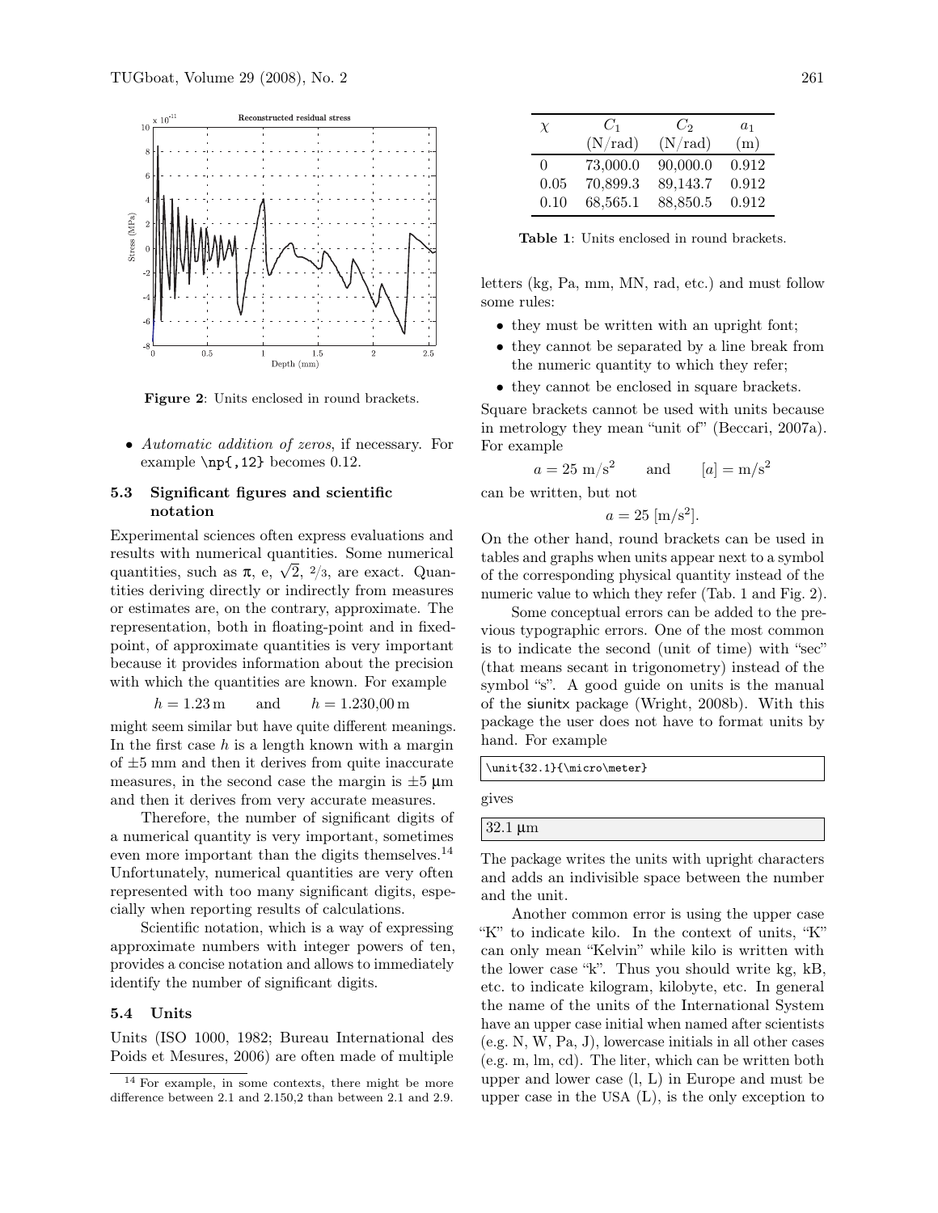Figure 2: Units enclosed in round brackets.

- *Automatic addition of zeros*, if necessary. For example `\np{,12}` becomes 0.12.

### 5.3 Significant figures and scientific notation

Experimental sciences often express evaluations and results with numerical quantities. Some numerical quantities, such as $\pi$, e, $\sqrt{2}$, $2/3$, are exact. Quantities deriving directly or indirectly from measures or estimates are, on the contrary, approximate. The representation, both in floating-point and in fixed-point, of approximate quantities is very important because it provides information about the precision with which the quantities are known. For example

$$h = 1.23\,\mathrm{m} \qquad \text{and} \qquad h = 1.230{,}00\,\mathrm{m}$$

might seem similar but have quite different meanings. In the first case $h$ is a length known with a margin of $\pm 5$ mm and then it derives from quite inaccurate measures, in the second case the margin is $\pm 5$ µm and then it derives from very accurate measures.

Therefore, the number of significant digits of a numerical quantity is very important, sometimes even more important than the digits themselves.[14] Unfortunately, numerical quantities are very often represented with too many significant digits, especially when reporting results of calculations.

Scientific notation, which is a way of expressing approximate numbers with integer powers of ten, provides a concise notation and allows to immediately identify the number of significant digits.

### 5.4 Units

Units (ISO 1000, 1982; Bureau International des Poids et Mesures, 2006) are often made of multiple letters (kg, Pa, mm, MN, rad, etc.) and must follow some rules:

- they must be written with an upright font;
- they cannot be separated by a line break from the numeric quantity to which they refer;
- they cannot be enclosed in square brackets.

Square brackets cannot be used with units because in metrology they mean "unit of" (Beccari, 2007a). For example

$$a = 25\ \mathrm{m/s^2} \qquad \text{and} \qquad [a] = \mathrm{m/s^2}$$

can be written, but not

$$a = 25\ [\mathrm{m/s^2}].$$

On the other hand, round brackets can be used in tables and graphs when units appear next to a symbol of the corresponding physical quantity instead of the numeric value to which they refer (Tab. 1 and Fig. 2).

| $\chi$ | $C_1$ (N/rad) | $C_2$ (N/rad) | $a_1$ (m) |
|---|---|---|---|
| 0 | 73,000.0 | 90,000.0 | 0.912 |
| 0.05 | 70,899.3 | 89,143.7 | 0.912 |
| 0.10 | 68,565.1 | 88,850.5 | 0.912 |

**Table 1**: Units enclosed in round brackets.

Some conceptual errors can be added to the previous typographic errors. One of the most common is to indicate the second (unit of time) with "sec" (that means secant in trigonometry) instead of the symbol "s". A good guide on units is the manual of the siunitx package (Wright, 2008b). With this package the user does not have to format units by hand. For example

```
\unit{32.1}{\micro\meter}
```

gives

32.1 µm

The package writes the units with upright characters and adds an indivisible space between the number and the unit.

Another common error is using the upper case "K" to indicate kilo. In the context of units, "K" can only mean "Kelvin" while kilo is written with the lower case "k". Thus you should write kg, kB, etc. to indicate kilogram, kilobyte, etc. In general the name of the units of the International System have an upper case initial when named after scientists (e.g. N, W, Pa, J), lowercase initials in all other cases (e.g. m, lm, cd). The liter, which can be written both upper and lower case (l, L) in Europe and must be upper case in the USA (L), is the only exception to

[14] For example, in some contexts, there might be more difference between 2.1 and 2.150,2 than between 2.1 and 2.9.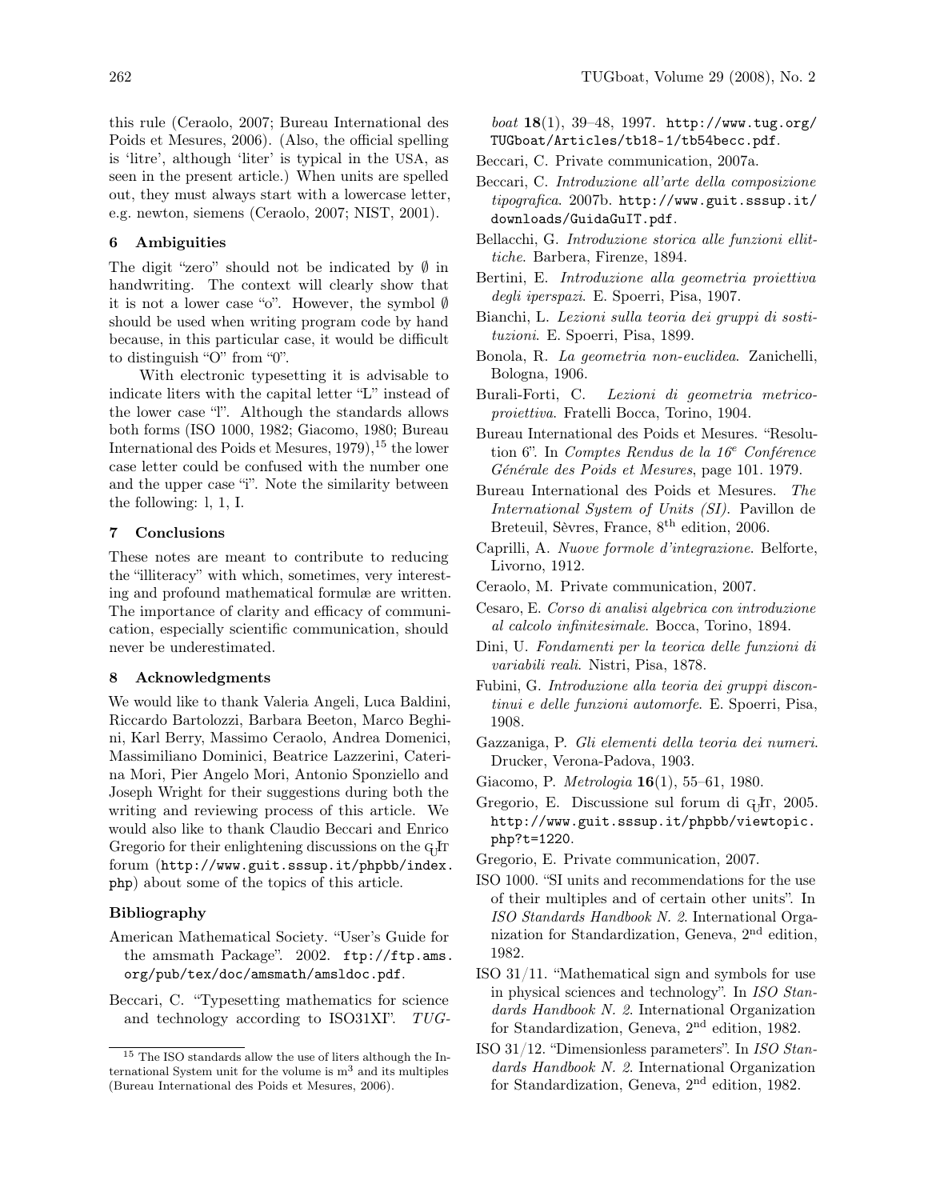this rule (Ceraolo, 2007; Bureau International des Poids et Mesures, 2006). (Also, the official spelling is 'litre', although 'liter' is typical in the USA, as seen in the present article.) When units are spelled out, they must always start with a lowercase letter, e.g. newton, siemens (Ceraolo, 2007; NIST, 2001).

## 6 Ambiguities

The digit "zero" should not be indicated by $\emptyset$ in handwriting. The context will clearly show that it is not a lower case "o". However, the symbol $\emptyset$ should be used when writing program code by hand because, in this particular case, it would be difficult to distinguish "O" from "0".

With electronic typesetting it is advisable to indicate liters with the capital letter "L" instead of the lower case "l". Although the standards allows both forms (ISO 1000, 1982; Giacomo, 1980; Bureau International des Poids et Mesures, 1979),[15] the lower case letter could be confused with the number one and the upper case "i". Note the similarity between the following: l, 1, I.

## 7 Conclusions

These notes are meant to contribute to reducing the "illiteracy" with which, sometimes, very interesting and profound mathematical formulæ are written. The importance of clarity and efficacy of communication, especially scientific communication, should never be underestimated.

## 8 Acknowledgments

We would like to thank Valeria Angeli, Luca Baldini, Riccardo Bartolozzi, Barbara Beeton, Marco Beghini, Karl Berry, Massimo Ceraolo, Andrea Domenici, Massimiliano Dominici, Beatrice Lazzerini, Caterina Mori, Pier Angelo Mori, Antonio Sponziello and Joseph Wright for their suggestions during both the writing and reviewing process of this article. We would also like to thank Claudio Beccari and Enrico Gregorio for their enlightening discussions on the GuIT forum (http://www.guit.sssup.it/phpbb/index.php) about some of the topics of this article.

### Bibliography

American Mathematical Society. "User's Guide for the amsmath Package". 2002. ftp://ftp.ams.org/pub/tex/doc/amsmath/amsldoc.pdf.

Beccari, C. "Typesetting mathematics for science and technology according to ISO31XI". *TUGboat* **18**(1), 39–48, 1997. http://www.tug.org/TUGboat/Articles/tb18-1/tb54becc.pdf.

Beccari, C. Private communication, 2007a.

Beccari, C. *Introduzione all'arte della composizione tipografica*. 2007b. http://www.guit.sssup.it/downloads/GuidaGuIT.pdf.

Bellacchi, G. *Introduzione storica alle funzioni ellittiche*. Barbera, Firenze, 1894.

Bertini, E. *Introduzione alla geometria proiettiva degli iperspazi*. E. Spoerri, Pisa, 1907.

Bianchi, L. *Lezioni sulla teoria dei gruppi di sostituzioni*. E. Spoerri, Pisa, 1899.

Bonola, R. *La geometria non-euclidea*. Zanichelli, Bologna, 1906.

Burali-Forti, C. *Lezioni di geometria metrico-proiettiva*. Fratelli Bocca, Torino, 1904.

Bureau International des Poids et Mesures. "Resolution 6". In *Comptes Rendus de la 16e Conférence Générale des Poids et Mesures*, page 101. 1979.

Bureau International des Poids et Mesures. *The International System of Units (SI)*. Pavillon de Breteuil, Sèvres, France, 8th edition, 2006.

Caprilli, A. *Nuove formole d'integrazione*. Belforte, Livorno, 1912.

Ceraolo, M. Private communication, 2007.

Cesaro, E. *Corso di analisi algebrica con introduzione al calcolo infinitesimale*. Bocca, Torino, 1894.

Dini, U. *Fondamenti per la teorica delle funzioni di variabili reali*. Nistri, Pisa, 1878.

Fubini, G. *Introduzione alla teoria dei gruppi discontinui e delle funzioni automorfe*. E. Spoerri, Pisa, 1908.

Gazzaniga, P. *Gli elementi della teoria dei numeri*. Drucker, Verona-Padova, 1903.

Giacomo, P. *Metrologia* **16**(1), 55–61, 1980.

Gregorio, E. Discussione sul forum di GuIT, 2005. http://www.guit.sssup.it/phpbb/viewtopic.php?t=1220.

Gregorio, E. Private communication, 2007.

ISO 1000. "SI units and recommendations for the use of their multiples and of certain other units". In *ISO Standards Handbook N. 2*. International Organization for Standardization, Geneva, 2nd edition, 1982.

ISO 31/11. "Mathematical sign and symbols for use in physical sciences and technology". In *ISO Standards Handbook N. 2*. International Organization for Standardization, Geneva, 2nd edition, 1982.

ISO 31/12. "Dimensionless parameters". In *ISO Standards Handbook N. 2*. International Organization for Standardization, Geneva, 2nd edition, 1982.

[15] The ISO standards allow the use of liters although the International System unit for the volume is $m^3$ and its multiples (Bureau International des Poids et Mesures, 2006).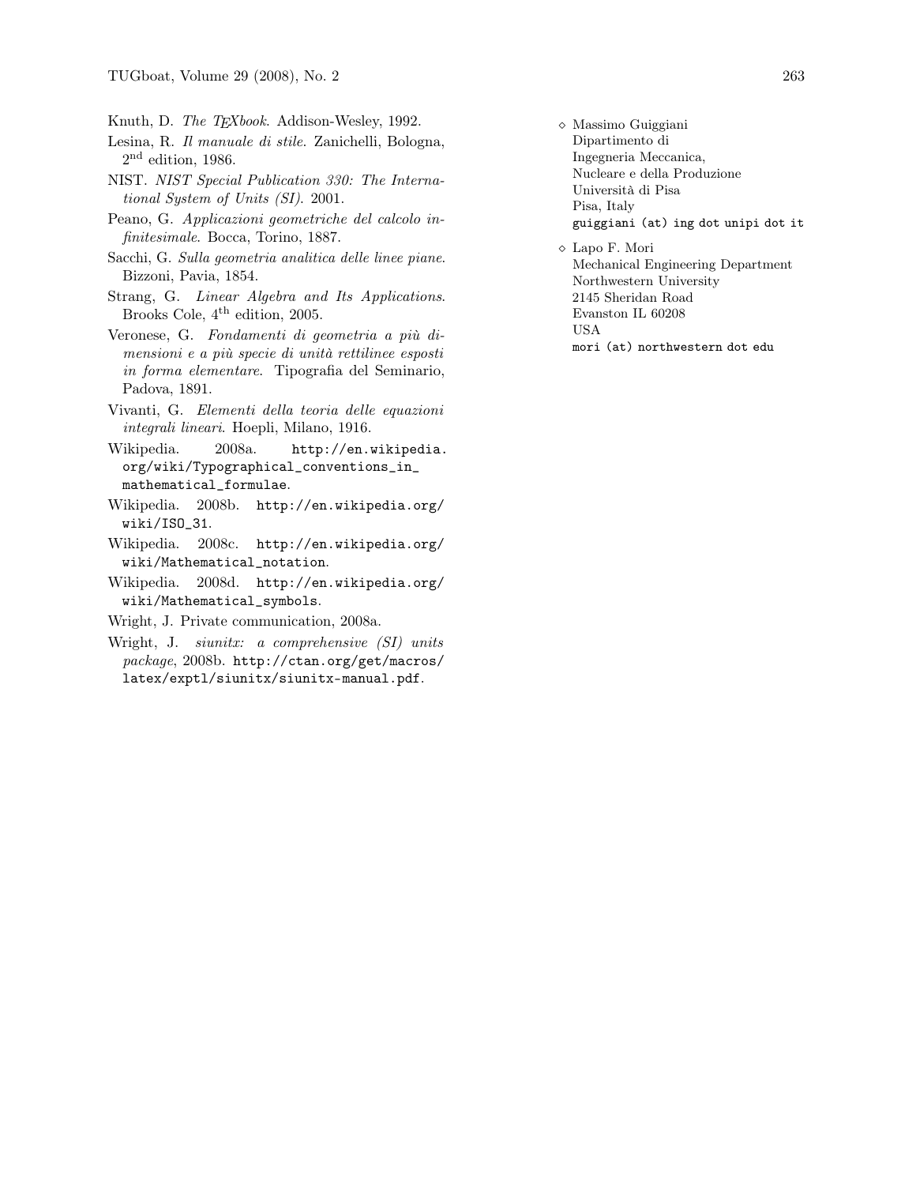Knuth, D. *The TEXbook*. Addison-Wesley, 1992.

Lesina, R. *Il manuale di stile*. Zanichelli, Bologna, 2nd edition, 1986.

NIST. *NIST Special Publication 330: The International System of Units (SI)*. 2001.

Peano, G. *Applicazioni geometriche del calcolo infinitesimale*. Bocca, Torino, 1887.

Sacchi, G. *Sulla geometria analitica delle linee piane*. Bizzoni, Pavia, 1854.

Strang, G. *Linear Algebra and Its Applications*. Brooks Cole, 4th edition, 2005.

Veronese, G. *Fondamenti di geometria a più dimensioni e a più specie di unità rettilinee esposti in forma elementare*. Tipografia del Seminario, Padova, 1891.

Vivanti, G. *Elementi della teoria delle equazioni integrali lineari*. Hoepli, Milano, 1916.

Wikipedia. 2008a. `http://en.wikipedia.org/wiki/Typographical_conventions_in_mathematical_formulae`.

Wikipedia. 2008b. `http://en.wikipedia.org/wiki/ISO_31`.

Wikipedia. 2008c. `http://en.wikipedia.org/wiki/Mathematical_notation`.

Wikipedia. 2008d. `http://en.wikipedia.org/wiki/Mathematical_symbols`.

Wright, J. Private communication, 2008a.

Wright, J. *siunitx: a comprehensive (SI) units package*, 2008b. `http://ctan.org/get/macros/latex/exptl/siunitx/siunitx-manual.pdf`.

◇ Massimo Guiggiani
Dipartimento di
Ingegneria Meccanica,
Nucleare e della Produzione
Università di Pisa
Pisa, Italy
`guiggiani (at) ing dot unipi dot it`

◇ Lapo F. Mori
Mechanical Engineering Department
Northwestern University
2145 Sheridan Road
Evanston IL 60208
USA
`mori (at) northwestern dot edu`